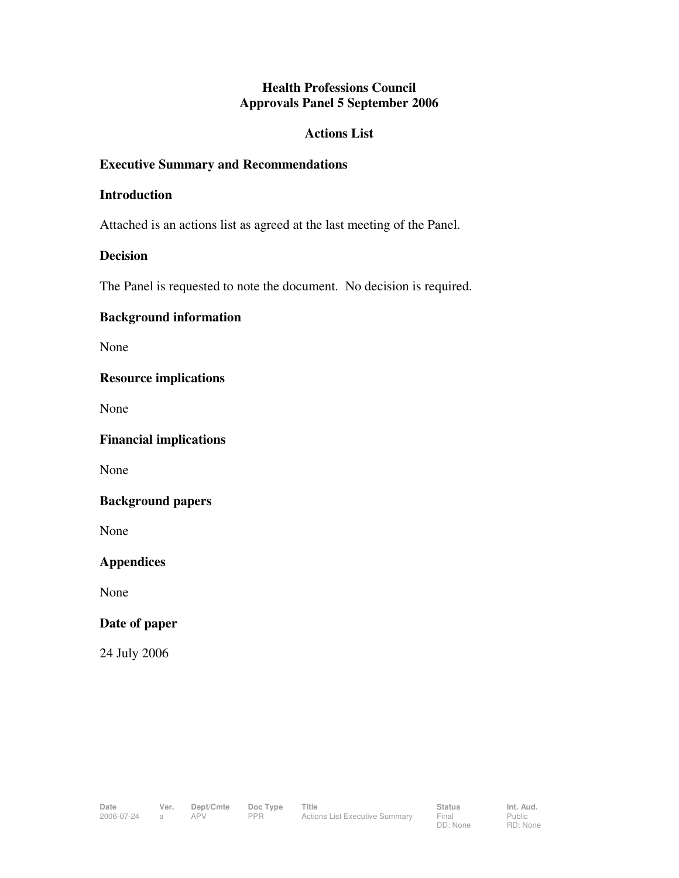# Health Professions Council
# Approvals Panel 5 September 2006

## Actions List

### Executive Summary and Recommendations

### Introduction

Attached is an actions list as agreed at the last meeting of the Panel.

### Decision

The Panel is requested to note the document. No decision is required.

### Background information

None

### Resource implications

None

### Financial implications

None

### Background papers

None

### Appendices

None

### Date of paper

24 July 2006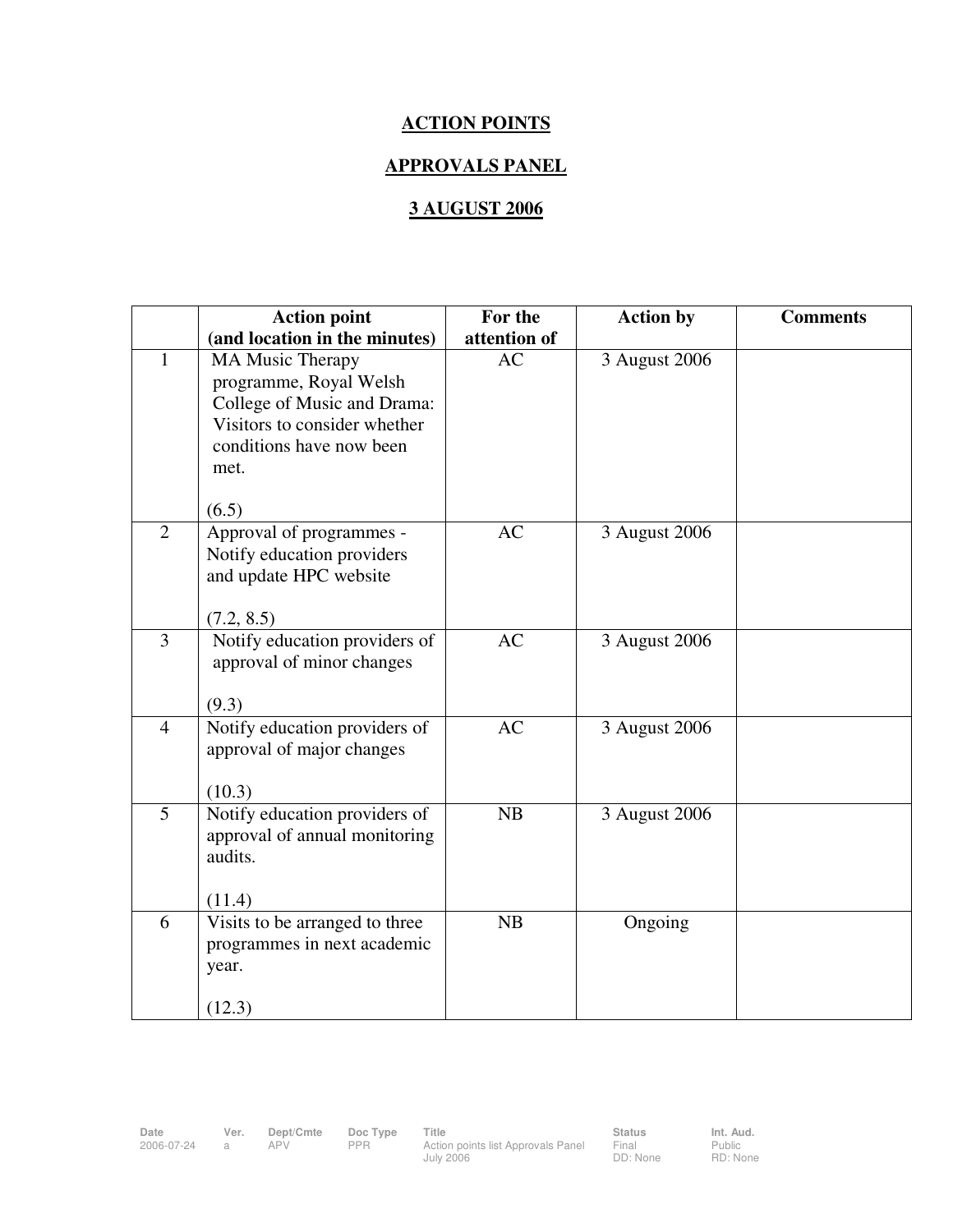**ACTION POINTS**

**APPROVALS PANEL**

**3 AUGUST 2006**

| | Action point (and location in the minutes) | For the attention of | Action by | Comments |
|---|---|---|---|---|
| 1 | MA Music Therapy programme, Royal Welsh College of Music and Drama: Visitors to consider whether conditions have now been met. (6.5) | AC | 3 August 2006 | |
| 2 | Approval of programmes - Notify education providers and update HPC website (7.2, 8.5) | AC | 3 August 2006 | |
| 3 | Notify education providers of approval of minor changes (9.3) | AC | 3 August 2006 | |
| 4 | Notify education providers of approval of major changes (10.3) | AC | 3 August 2006 | |
| 5 | Notify education providers of approval of annual monitoring audits. (11.4) | NB | 3 August 2006 | |
| 6 | Visits to be arranged to three programmes in next academic year. (12.3) | NB | Ongoing | |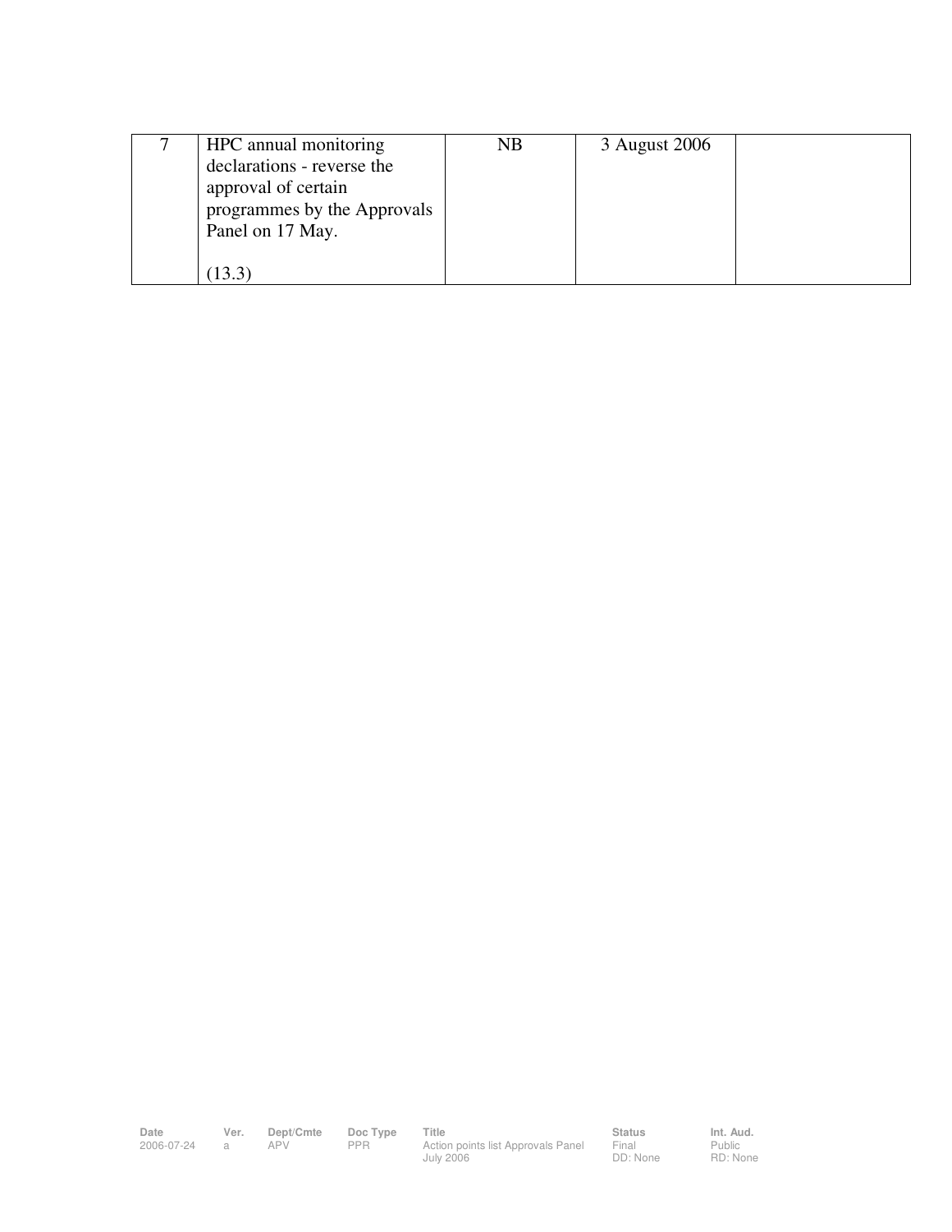| | | | | |
|---|---|---|---|---|
| 7 | HPC annual monitoring declarations - reverse the approval of certain programmes by the Approvals Panel on 17 May.<br><br>(13.3) | NB | 3 August 2006 | |